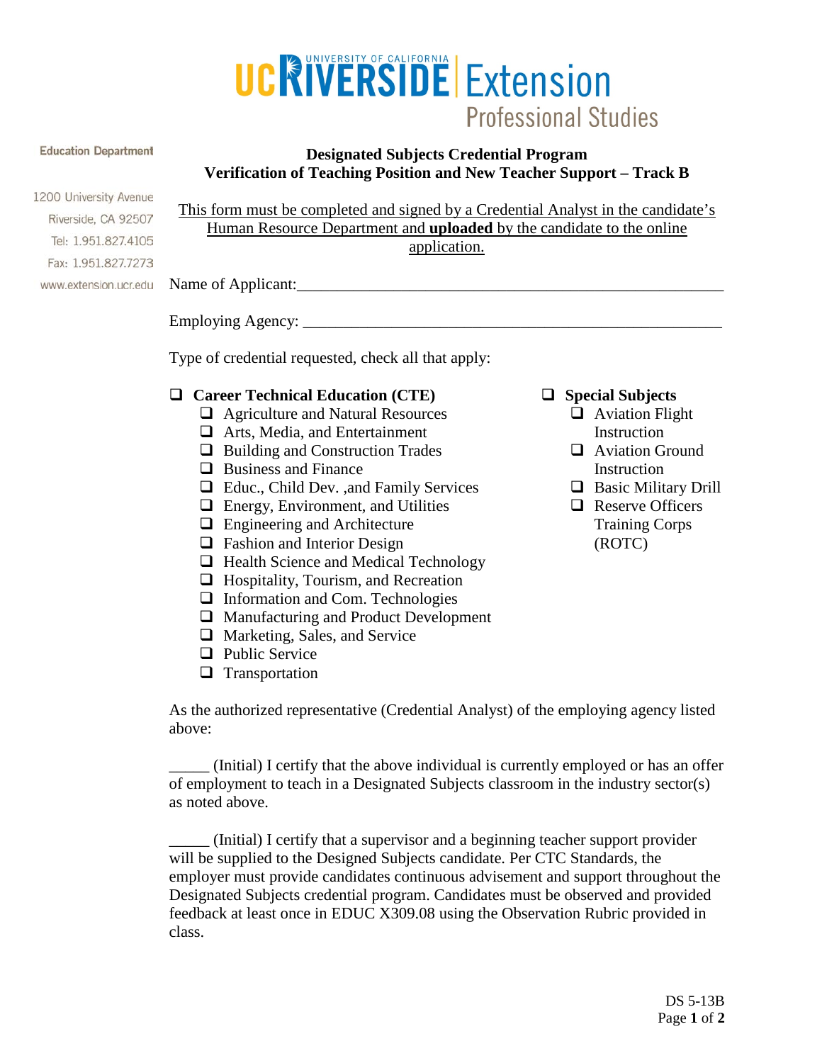UC RIVERSIDE | Extension
Professional Studies

Education Department

1200 University Avenue
Riverside, CA 92507
Tel: 1.951.827.4105
Fax: 1.951.827.7273
www.extension.ucr.edu

**Designated Subjects Credential Program**
**Verification of Teaching Position and New Teacher Support – Track B**

This form must be completed and signed by a Credential Analyst in the candidate's Human Resource Department and **uploaded** by the candidate to the online application.

Name of Applicant:______________________________________________________

Employing Agency: ______________________________________________________

Type of credential requested, check all that apply:

- ❑ **Career Technical Education (CTE)**
  - ❑ Agriculture and Natural Resources
  - ❑ Arts, Media, and Entertainment
  - ❑ Building and Construction Trades
  - ❑ Business and Finance
  - ❑ Educ., Child Dev. ,and Family Services
  - ❑ Energy, Environment, and Utilities
  - ❑ Engineering and Architecture
  - ❑ Fashion and Interior Design
  - ❑ Health Science and Medical Technology
  - ❑ Hospitality, Tourism, and Recreation
  - ❑ Information and Com. Technologies
  - ❑ Manufacturing and Product Development
  - ❑ Marketing, Sales, and Service
  - ❑ Public Service
  - ❑ Transportation
- ❑ **Special Subjects**
  - ❑ Aviation Flight Instruction
  - ❑ Aviation Ground Instruction
  - ❑ Basic Military Drill
  - ❑ Reserve Officers Training Corps (ROTC)

As the authorized representative (Credential Analyst) of the employing agency listed above:

_____ (Initial) I certify that the above individual is currently employed or has an offer of employment to teach in a Designated Subjects classroom in the industry sector(s) as noted above.

_____ (Initial) I certify that a supervisor and a beginning teacher support provider will be supplied to the Designed Subjects candidate. Per CTC Standards, the employer must provide candidates continuous advisement and support throughout the Designated Subjects credential program. Candidates must be observed and provided feedback at least once in EDUC X309.08 using the Observation Rubric provided in class.

DS 5-13B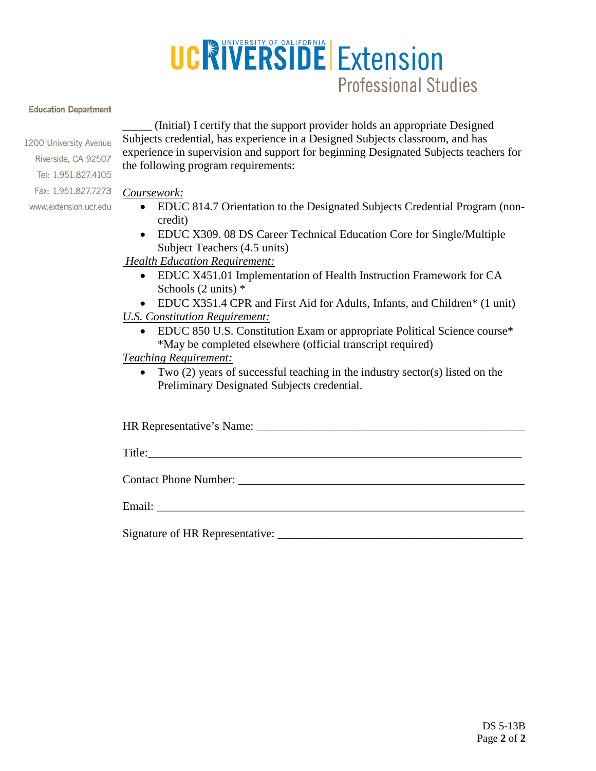UC RIVERSIDE | Extension
Professional Studies

**Education Department**

1200 University Avenue
Riverside, CA 92507
Tel: 1.951.827.4105
Fax: 1.951.827.7273
www.extension.ucr.edu

_____ (Initial) I certify that the support provider holds an appropriate Designed Subjects credential, has experience in a Designed Subjects classroom, and has experience in supervision and support for beginning Designated Subjects teachers for the following program requirements:

*Coursework:*

- EDUC 814.7 Orientation to the Designated Subjects Credential Program (non-credit)
- EDUC X309. 08 DS Career Technical Education Core for Single/Multiple Subject Teachers (4.5 units)

*Health Education Requirement:*

- EDUC X451.01 Implementation of Health Instruction Framework for CA Schools (2 units) *
- EDUC X351.4 CPR and First Aid for Adults, Infants, and Children* (1 unit)

*U.S. Constitution Requirement:*

- EDUC 850 U.S. Constitution Exam or appropriate Political Science course*
  *May be completed elsewhere (official transcript required)

*Teaching Requirement:*

- Two (2) years of successful teaching in the industry sector(s) listed on the Preliminary Designated Subjects credential.

HR Representative's Name: ______________________________________________

Title:______________________________________________________________

Contact Phone Number: ________________________________________________

Email: _____________________________________________________________

Signature of HR Representative: ________________________________________

DS 5-13B